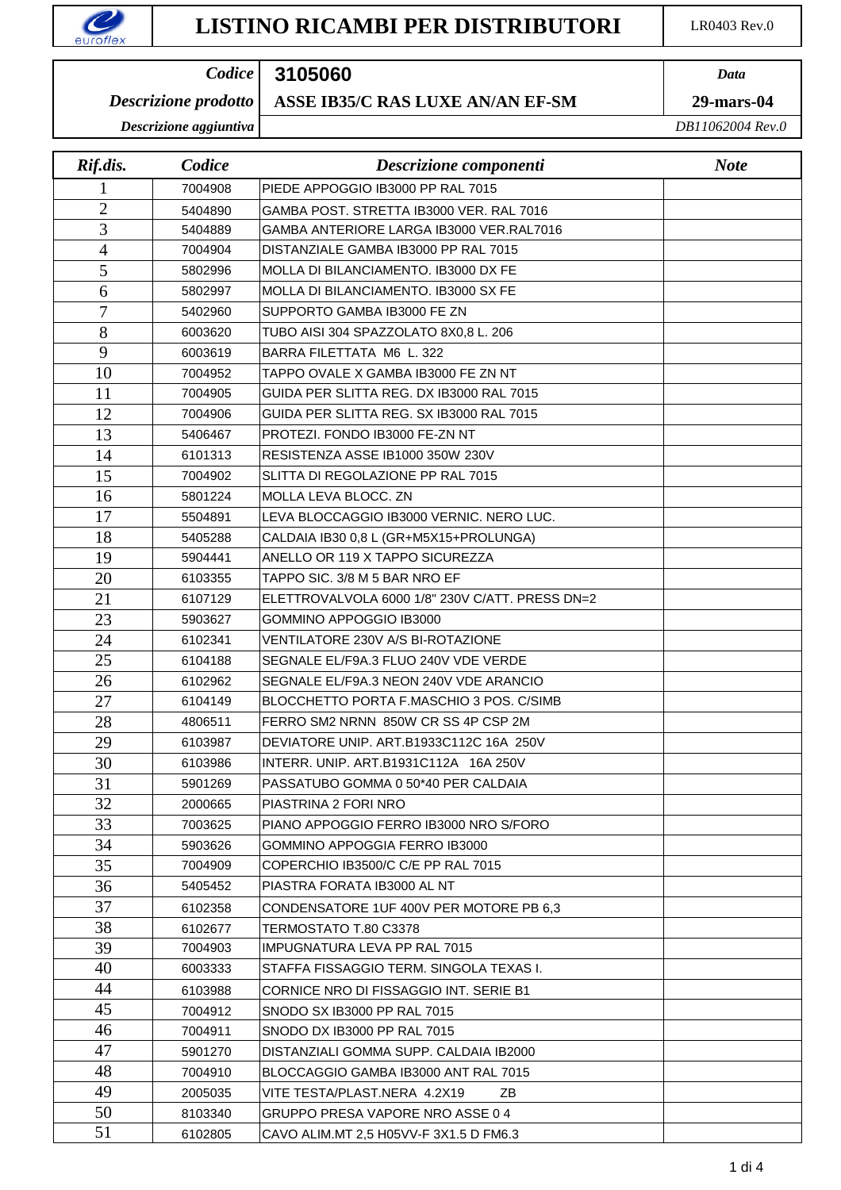# LISTINO RICAMBI PER DISTRIBUTORI

LR0403 Rev.0

| | | |
|---|---|---|
| ***Codice*** | **3105060** | ***Data*** |
| ***Descrizione prodotto*** | **ASSE IB35/C RAS LUXE AN/AN EF-SM** | **29-mars-04** |
| ***Descrizione aggiuntiva*** | | *DB11062004 Rev.0* |

| *Rif.dis.* | *Codice* | *Descrizione componenti* | *Note* |
|---|---|---|---|
| 1 | 7004908 | PIEDE APPOGGIO IB3000 PP RAL 7015 | |
| 2 | 5404890 | GAMBA POST. STRETTA IB3000 VER. RAL 7016 | |
| 3 | 5404889 | GAMBA ANTERIORE LARGA IB3000 VER.RAL7016 | |
| 4 | 7004904 | DISTANZIALE GAMBA IB3000 PP RAL 7015 | |
| 5 | 5802996 | MOLLA DI BILANCIAMENTO. IB3000 DX FE | |
| 6 | 5802997 | MOLLA DI BILANCIAMENTO. IB3000 SX FE | |
| 7 | 5402960 | SUPPORTO GAMBA IB3000 FE ZN | |
| 8 | 6003620 | TUBO AISI 304 SPAZZOLATO 8X0,8 L. 206 | |
| 9 | 6003619 | BARRA FILETTATA M6 L. 322 | |
| 10 | 7004952 | TAPPO OVALE X GAMBA IB3000 FE ZN NT | |
| 11 | 7004905 | GUIDA PER SLITTA REG. DX IB3000 RAL 7015 | |
| 12 | 7004906 | GUIDA PER SLITTA REG. SX IB3000 RAL 7015 | |
| 13 | 5406467 | PROTEZI. FONDO IB3000 FE-ZN NT | |
| 14 | 6101313 | RESISTENZA ASSE IB1000 350W 230V | |
| 15 | 7004902 | SLITTA DI REGOLAZIONE PP RAL 7015 | |
| 16 | 5801224 | MOLLA LEVA BLOCC. ZN | |
| 17 | 5504891 | LEVA BLOCCAGGIO IB3000 VERNIC. NERO LUC. | |
| 18 | 5405288 | CALDAIA IB30 0,8 L (GR+M5X15+PROLUNGA) | |
| 19 | 5904441 | ANELLO OR 119 X TAPPO SICUREZZA | |
| 20 | 6103355 | TAPPO SIC. 3/8 M 5 BAR NRO EF | |
| 21 | 6107129 | ELETTROVALVOLA 6000 1/8" 230V C/ATT. PRESS DN=2 | |
| 23 | 5903627 | GOMMINO APPOGGIO IB3000 | |
| 24 | 6102341 | VENTILATORE 230V A/S BI-ROTAZIONE | |
| 25 | 6104188 | SEGNALE EL/F9A.3 FLUO 240V VDE VERDE | |
| 26 | 6102962 | SEGNALE EL/F9A.3 NEON 240V VDE ARANCIO | |
| 27 | 6104149 | BLOCCHETTO PORTA F.MASCHIO 3 POS. C/SIMB | |
| 28 | 4806511 | FERRO SM2 NRNN 850W CR SS 4P CSP 2M | |
| 29 | 6103987 | DEVIATORE UNIP. ART.B1933C112C 16A 250V | |
| 30 | 6103986 | INTERR. UNIP. ART.B1931C112A 16A 250V | |
| 31 | 5901269 | PASSATUBO GOMMA 0 50*40 PER CALDAIA | |
| 32 | 2000665 | PIASTRINA 2 FORI NRO | |
| 33 | 7003625 | PIANO APPOGGIO FERRO IB3000 NRO S/FORO | |
| 34 | 5903626 | GOMMINO APPOGGIA FERRO IB3000 | |
| 35 | 7004909 | COPERCHIO IB3500/C C/E PP RAL 7015 | |
| 36 | 5405452 | PIASTRA FORATA IB3000 AL NT | |
| 37 | 6102358 | CONDENSATORE 1UF 400V PER MOTORE PB 6,3 | |
| 38 | 6102677 | TERMOSTATO T.80 C3378 | |
| 39 | 7004903 | IMPUGNATURA LEVA PP RAL 7015 | |
| 40 | 6003333 | STAFFA FISSAGGIO TERM. SINGOLA TEXAS I. | |
| 44 | 6103988 | CORNICE NRO DI FISSAGGIO INT. SERIE B1 | |
| 45 | 7004912 | SNODO SX IB3000 PP RAL 7015 | |
| 46 | 7004911 | SNODO DX IB3000 PP RAL 7015 | |
| 47 | 5901270 | DISTANZIALI GOMMA SUPP. CALDAIA IB2000 | |
| 48 | 7004910 | BLOCCAGGIO GAMBA IB3000 ANT RAL 7015 | |
| 49 | 2005035 | VITE TESTA/PLAST.NERA 4.2X19 ZB | |
| 50 | 8103340 | GRUPPO PRESA VAPORE NRO ASSE 0 4 | |
| 51 | 6102805 | CAVO ALIM.MT 2,5 H05VV-F 3X1.5 D FM6.3 | |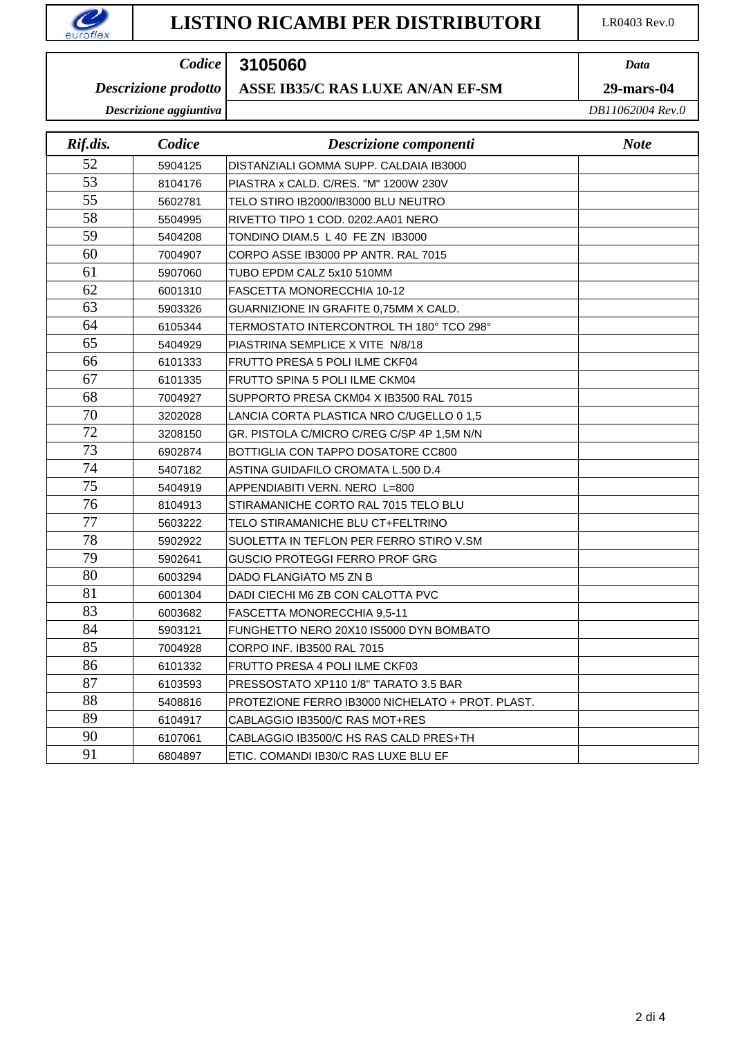# LISTINO RICAMBI PER DISTRIBUTORI

LR0403 Rev.0

| | | |
|---|---|---|
| *Codice* | **3105060** | *Data* |
| *Descrizione prodotto* | **ASSE IB35/C RAS LUXE AN/AN EF-SM** | **29-mars-04** |
| *Descrizione aggiuntiva* | | *DB11062004 Rev.0* |

| *Rif.dis.* | *Codice* | *Descrizione componenti* | *Note* |
|---|---|---|---|
| 52 | 5904125 | DISTANZIALI GOMMA SUPP. CALDAIA IB3000 | |
| 53 | 8104176 | PIASTRA x CALD. C/RES. "M" 1200W 230V | |
| 55 | 5602781 | TELO STIRO IB2000/IB3000 BLU NEUTRO | |
| 58 | 5504995 | RIVETTO TIPO 1 COD. 0202.AA01 NERO | |
| 59 | 5404208 | TONDINO DIAM.5 L 40 FE ZN IB3000 | |
| 60 | 7004907 | CORPO ASSE IB3000 PP ANTR. RAL 7015 | |
| 61 | 5907060 | TUBO EPDM CALZ 5x10 510MM | |
| 62 | 6001310 | FASCETTA MONORECCHIA 10-12 | |
| 63 | 5903326 | GUARNIZIONE IN GRAFITE 0,75MM X CALD. | |
| 64 | 6105344 | TERMOSTATO INTERCONTROL TH 180° TCO 298° | |
| 65 | 5404929 | PIASTRINA SEMPLICE X VITE N/8/18 | |
| 66 | 6101333 | FRUTTO PRESA 5 POLI ILME CKF04 | |
| 67 | 6101335 | FRUTTO SPINA 5 POLI ILME CKM04 | |
| 68 | 7004927 | SUPPORTO PRESA CKM04 X IB3500 RAL 7015 | |
| 70 | 3202028 | LANCIA CORTA PLASTICA NRO C/UGELLO 0 1,5 | |
| 72 | 3208150 | GR. PISTOLA C/MICRO C/REG C/SP 4P 1,5M N/N | |
| 73 | 6902874 | BOTTIGLIA CON TAPPO DOSATORE CC800 | |
| 74 | 5407182 | ASTINA GUIDAFILO CROMATA L.500 D.4 | |
| 75 | 5404919 | APPENDIABITI VERN. NERO L=800 | |
| 76 | 8104913 | STIRAMANICHE CORTO RAL 7015 TELO BLU | |
| 77 | 5603222 | TELO STIRAMANICHE BLU CT+FELTRINO | |
| 78 | 5902922 | SUOLETTA IN TEFLON PER FERRO STIRO V.SM | |
| 79 | 5902641 | GUSCIO PROTEGGI FERRO PROF GRG | |
| 80 | 6003294 | DADO FLANGIATO M5 ZN B | |
| 81 | 6001304 | DADI CIECHI M6 ZB CON CALOTTA PVC | |
| 83 | 6003682 | FASCETTA MONORECCHIA 9,5-11 | |
| 84 | 5903121 | FUNGHETTO NERO 20X10 IS5000 DYN BOMBATO | |
| 85 | 7004928 | CORPO INF. IB3500 RAL 7015 | |
| 86 | 6101332 | FRUTTO PRESA 4 POLI ILME CKF03 | |
| 87 | 6103593 | PRESSOSTATO XP110 1/8" TARATO 3.5 BAR | |
| 88 | 5408816 | PROTEZIONE FERRO IB3000 NICHELATO + PROT. PLAST. | |
| 89 | 6104917 | CABLAGGIO IB3500/C RAS MOT+RES | |
| 90 | 6107061 | CABLAGGIO IB3500/C HS RAS CALD PRES+TH | |
| 91 | 6804897 | ETIC. COMANDI IB30/C RAS LUXE BLU EF | |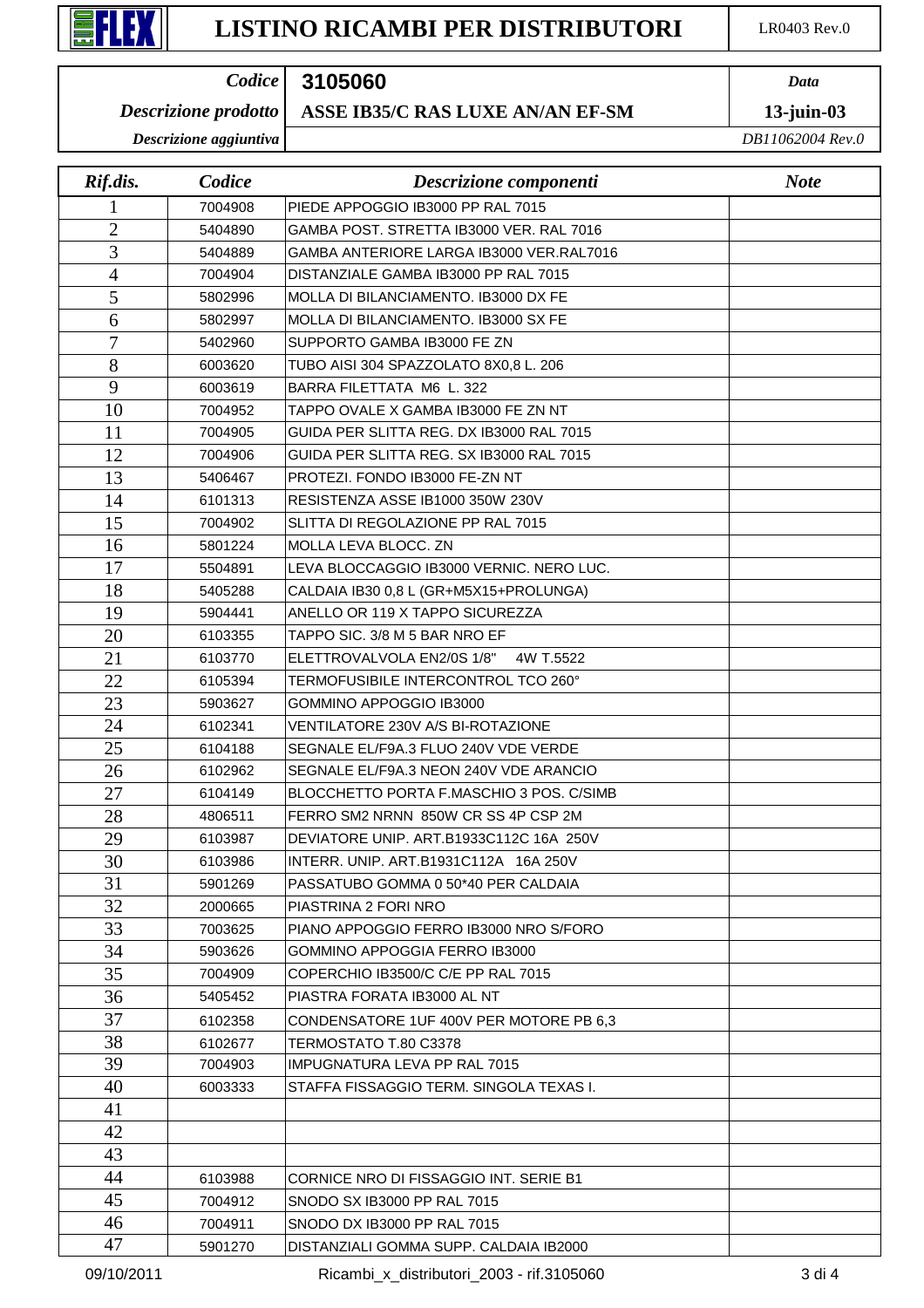# LISTINO RICAMBI PER DISTRIBUTORI

LR0403 Rev.0

| *Codice* | **3105060** | *Data* |
|---|---|---|
| *Descrizione prodotto* | **ASSE IB35/C RAS LUXE AN/AN EF-SM** | **13-juin-03** |
| *Descrizione aggiuntiva* | | *DB11062004 Rev.0* |

| *Rif.dis.* | *Codice* | *Descrizione componenti* | *Note* |
|---|---|---|---|
| 1 | 7004908 | PIEDE APPOGGIO IB3000 PP RAL 7015 | |
| 2 | 5404890 | GAMBA POST. STRETTA IB3000 VER. RAL 7016 | |
| 3 | 5404889 | GAMBA ANTERIORE LARGA IB3000 VER.RAL7016 | |
| 4 | 7004904 | DISTANZIALE GAMBA IB3000 PP RAL 7015 | |
| 5 | 5802996 | MOLLA DI BILANCIAMENTO. IB3000 DX FE | |
| 6 | 5802997 | MOLLA DI BILANCIAMENTO. IB3000 SX FE | |
| 7 | 5402960 | SUPPORTO GAMBA IB3000 FE ZN | |
| 8 | 6003620 | TUBO AISI 304 SPAZZOLATO 8X0,8 L. 206 | |
| 9 | 6003619 | BARRA FILETTATA M6 L. 322 | |
| 10 | 7004952 | TAPPO OVALE X GAMBA IB3000 FE ZN NT | |
| 11 | 7004905 | GUIDA PER SLITTA REG. DX IB3000 RAL 7015 | |
| 12 | 7004906 | GUIDA PER SLITTA REG. SX IB3000 RAL 7015 | |
| 13 | 5406467 | PROTEZI. FONDO IB3000 FE-ZN NT | |
| 14 | 6101313 | RESISTENZA ASSE IB1000 350W 230V | |
| 15 | 7004902 | SLITTA DI REGOLAZIONE PP RAL 7015 | |
| 16 | 5801224 | MOLLA LEVA BLOCC. ZN | |
| 17 | 5504891 | LEVA BLOCCAGGIO IB3000 VERNIC. NERO LUC. | |
| 18 | 5405288 | CALDAIA IB30 0,8 L (GR+M5X15+PROLUNGA) | |
| 19 | 5904441 | ANELLO OR 119 X TAPPO SICUREZZA | |
| 20 | 6103355 | TAPPO SIC. 3/8 M 5 BAR NRO EF | |
| 21 | 6103770 | ELETTROVALVOLA EN2/0S 1/8" 4W T.5522 | |
| 22 | 6105394 | TERMOFUSIBILE INTERCONTROL TCO 260° | |
| 23 | 5903627 | GOMMINO APPOGGIO IB3000 | |
| 24 | 6102341 | VENTILATORE 230V A/S BI-ROTAZIONE | |
| 25 | 6104188 | SEGNALE EL/F9A.3 FLUO 240V VDE VERDE | |
| 26 | 6102962 | SEGNALE EL/F9A.3 NEON 240V VDE ARANCIO | |
| 27 | 6104149 | BLOCCHETTO PORTA F.MASCHIO 3 POS. C/SIMB | |
| 28 | 4806511 | FERRO SM2 NRNN 850W CR SS 4P CSP 2M | |
| 29 | 6103987 | DEVIATORE UNIP. ART.B1933C112C 16A 250V | |
| 30 | 6103986 | INTERR. UNIP. ART.B1931C112A 16A 250V | |
| 31 | 5901269 | PASSATUBO GOMMA 0 50*40 PER CALDAIA | |
| 32 | 2000665 | PIASTRINA 2 FORI NRO | |
| 33 | 7003625 | PIANO APPOGGIO FERRO IB3000 NRO S/FORO | |
| 34 | 5903626 | GOMMINO APPOGGIA FERRO IB3000 | |
| 35 | 7004909 | COPERCHIO IB3500/C C/E PP RAL 7015 | |
| 36 | 5405452 | PIASTRA FORATA IB3000 AL NT | |
| 37 | 6102358 | CONDENSATORE 1UF 400V PER MOTORE PB 6,3 | |
| 38 | 6102677 | TERMOSTATO T.80 C3378 | |
| 39 | 7004903 | IMPUGNATURA LEVA PP RAL 7015 | |
| 40 | 6003333 | STAFFA FISSAGGIO TERM. SINGOLA TEXAS I. | |
| 41 | | | |
| 42 | | | |
| 43 | | | |
| 44 | 6103988 | CORNICE NRO DI FISSAGGIO INT. SERIE B1 | |
| 45 | 7004912 | SNODO SX IB3000 PP RAL 7015 | |
| 46 | 7004911 | SNODO DX IB3000 PP RAL 7015 | |
| 47 | 5901270 | DISTANZIALI GOMMA SUPP. CALDAIA IB2000 | |

09/10/2011 Ricambi_x_distributori_2003 - rif.3105060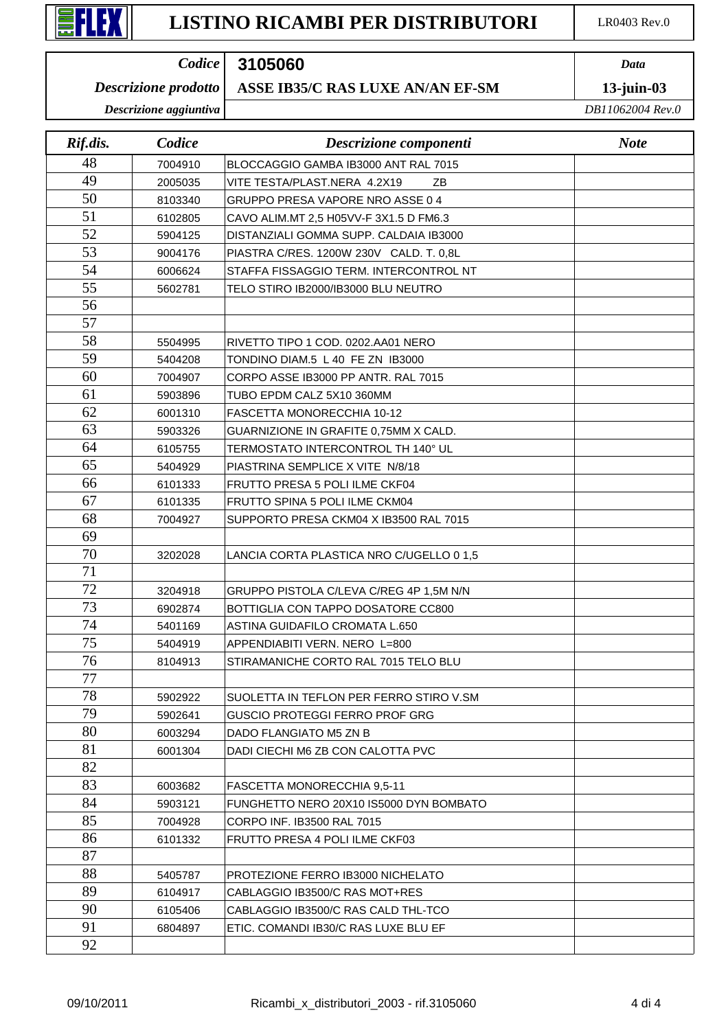# LISTINO RICAMBI PER DISTRIBUTORI

LR0403 Rev.0

| | | |
|---|---|---|
| *Codice* | **3105060** | *Data* |
| *Descrizione prodotto* | **ASSE IB35/C RAS LUXE AN/AN EF-SM** | **13-juin-03** |
| *Descrizione aggiuntiva* | | *DB11062004 Rev.0* |

| *Rif.dis.* | *Codice* | *Descrizione componenti* | *Note* |
|---|---|---|---|
| 48 | 7004910 | BLOCCAGGIO GAMBA IB3000 ANT RAL 7015 | |
| 49 | 2005035 | VITE TESTA/PLAST.NERA 4.2X19 ZB | |
| 50 | 8103340 | GRUPPO PRESA VAPORE NRO ASSE 0 4 | |
| 51 | 6102805 | CAVO ALIM.MT 2,5 H05VV-F 3X1.5 D FM6.3 | |
| 52 | 5904125 | DISTANZIALI GOMMA SUPP. CALDAIA IB3000 | |
| 53 | 9004176 | PIASTRA C/RES. 1200W 230V CALD. T. 0,8L | |
| 54 | 6006624 | STAFFA FISSAGGIO TERM. INTERCONTROL NT | |
| 55 | 5602781 | TELO STIRO IB2000/IB3000 BLU NEUTRO | |
| 56 | | | |
| 57 | | | |
| 58 | 5504995 | RIVETTO TIPO 1 COD. 0202.AA01 NERO | |
| 59 | 5404208 | TONDINO DIAM.5 L 40 FE ZN IB3000 | |
| 60 | 7004907 | CORPO ASSE IB3000 PP ANTR. RAL 7015 | |
| 61 | 5903896 | TUBO EPDM CALZ 5X10 360MM | |
| 62 | 6001310 | FASCETTA MONORECCHIA 10-12 | |
| 63 | 5903326 | GUARNIZIONE IN GRAFITE 0,75MM X CALD. | |
| 64 | 6105755 | TERMOSTATO INTERCONTROL TH 140° UL | |
| 65 | 5404929 | PIASTRINA SEMPLICE X VITE N/8/18 | |
| 66 | 6101333 | FRUTTO PRESA 5 POLI ILME CKF04 | |
| 67 | 6101335 | FRUTTO SPINA 5 POLI ILME CKM04 | |
| 68 | 7004927 | SUPPORTO PRESA CKM04 X IB3500 RAL 7015 | |
| 69 | | | |
| 70 | 3202028 | LANCIA CORTA PLASTICA NRO C/UGELLO 0 1,5 | |
| 71 | | | |
| 72 | 3204918 | GRUPPO PISTOLA C/LEVA C/REG 4P 1,5M N/N | |
| 73 | 6902874 | BOTTIGLIA CON TAPPO DOSATORE CC800 | |
| 74 | 5401169 | ASTINA GUIDAFILO CROMATA L.650 | |
| 75 | 5404919 | APPENDIABITI VERN. NERO L=800 | |
| 76 | 8104913 | STIRAMANICHE CORTO RAL 7015 TELO BLU | |
| 77 | | | |
| 78 | 5902922 | SUOLETTA IN TEFLON PER FERRO STIRO V.SM | |
| 79 | 5902641 | GUSCIO PROTEGGI FERRO PROF GRG | |
| 80 | 6003294 | DADO FLANGIATO M5 ZN B | |
| 81 | 6001304 | DADI CIECHI M6 ZB CON CALOTTA PVC | |
| 82 | | | |
| 83 | 6003682 | FASCETTA MONORECCHIA 9,5-11 | |
| 84 | 5903121 | FUNGHETTO NERO 20X10 IS5000 DYN BOMBATO | |
| 85 | 7004928 | CORPO INF. IB3500 RAL 7015 | |
| 86 | 6101332 | FRUTTO PRESA 4 POLI ILME CKF03 | |
| 87 | | | |
| 88 | 5405787 | PROTEZIONE FERRO IB3000 NICHELATO | |
| 89 | 6104917 | CABLAGGIO IB3500/C RAS MOT+RES | |
| 90 | 6105406 | CABLAGGIO IB3500/C RAS CALD THL-TCO | |
| 91 | 6804897 | ETIC. COMANDI IB30/C RAS LUXE BLU EF | |
| 92 | | | |